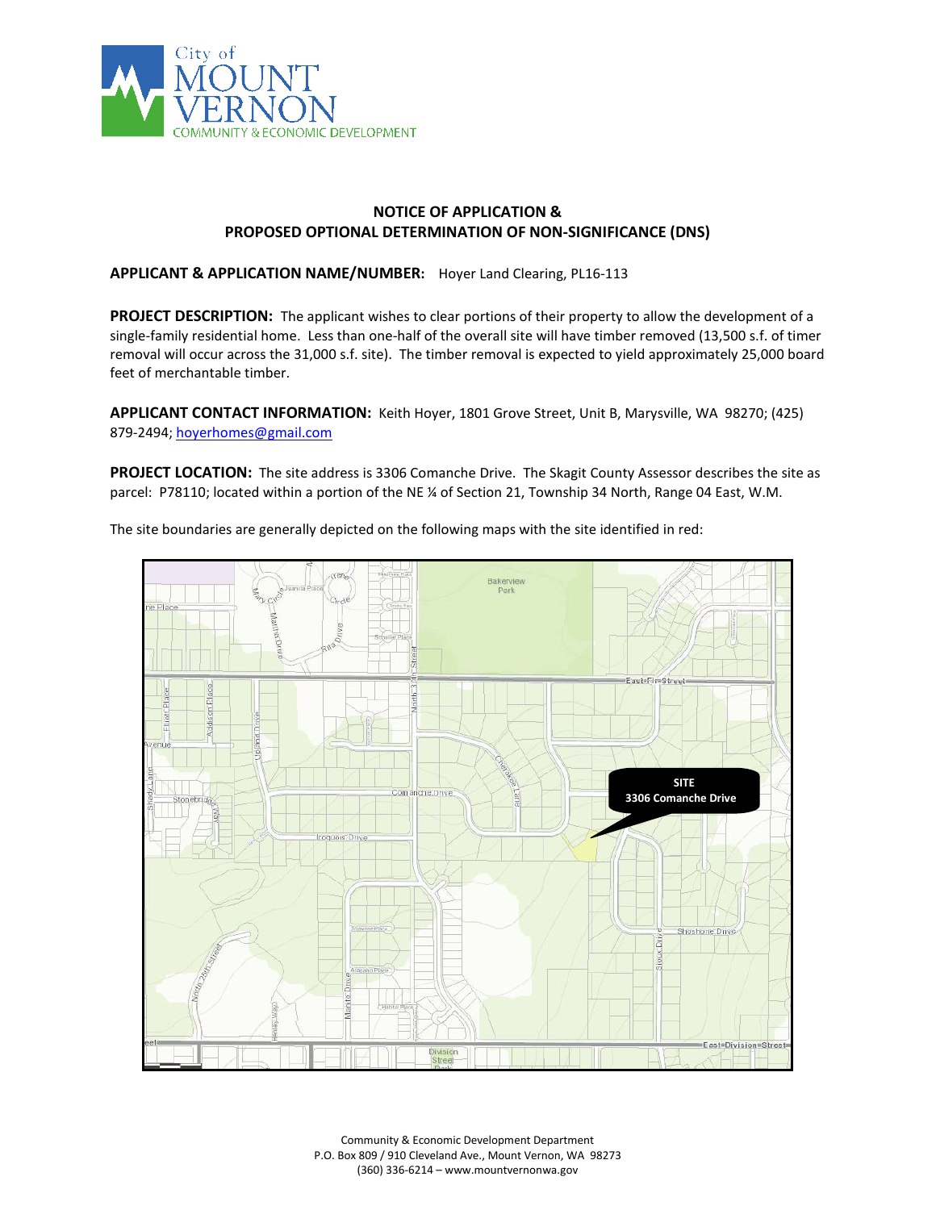City of
MOUNT
VERNON
COMMUNITY & ECONOMIC DEVELOPMENT

## NOTICE OF APPLICATION & PROPOSED OPTIONAL DETERMINATION OF NON-SIGNIFICANCE (DNS)

**APPLICANT & APPLICATION NAME/NUMBER:** Hoyer Land Clearing, PL16-113

**PROJECT DESCRIPTION:** The applicant wishes to clear portions of their property to allow the development of a single-family residential home. Less than one-half of the overall site will have timber removed (13,500 s.f. of timer removal will occur across the 31,000 s.f. site). The timber removal is expected to yield approximately 25,000 board feet of merchantable timber.

**APPLICANT CONTACT INFORMATION:** Keith Hoyer, 1801 Grove Street, Unit B, Marysville, WA 98270; (425) 879-2494; hoyerhomes@gmail.com

**PROJECT LOCATION:** The site address is 3306 Comanche Drive. The Skagit County Assessor describes the site as parcel: P78110; located within a portion of the NE ¼ of Section 21, Township 34 North, Range 04 East, W.M.

The site boundaries are generally depicted on the following maps with the site identified in red:

Community & Economic Development Department
P.O. Box 809 / 910 Cleveland Ave., Mount Vernon, WA 98273
(360) 336-6214 – www.mountvernonwa.gov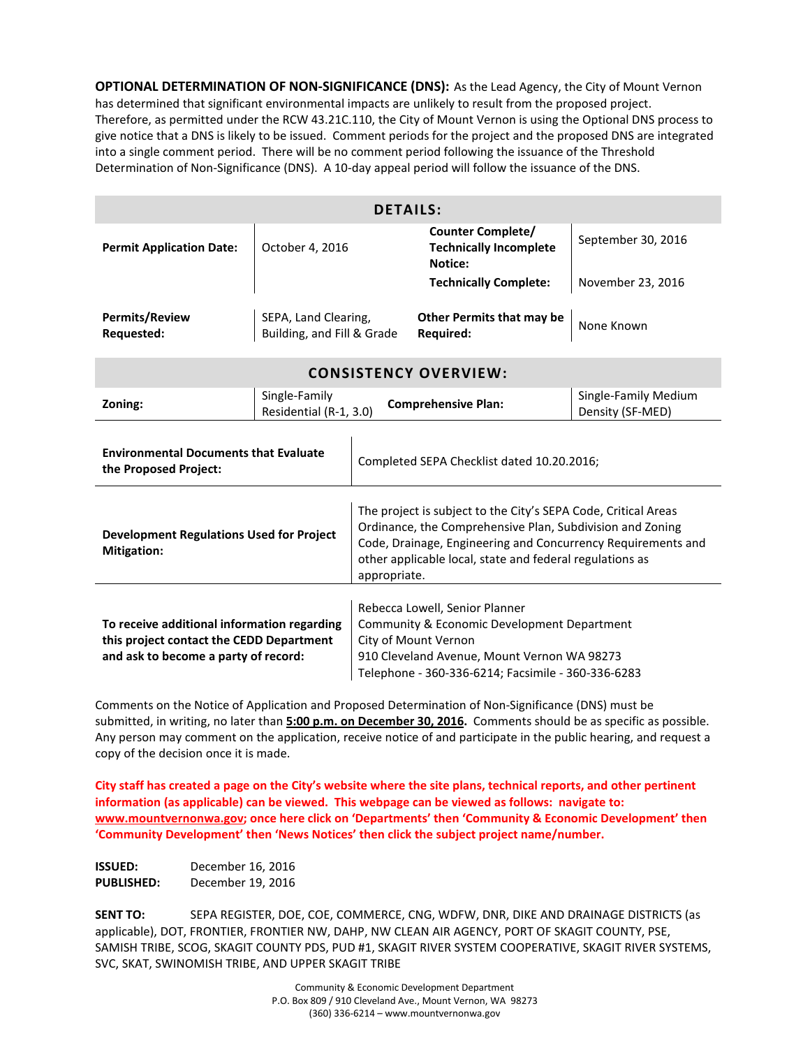**OPTIONAL DETERMINATION OF NON-SIGNIFICANCE (DNS):** As the Lead Agency, the City of Mount Vernon has determined that significant environmental impacts are unlikely to result from the proposed project. Therefore, as permitted under the RCW 43.21C.110, the City of Mount Vernon is using the Optional DNS process to give notice that a DNS is likely to be issued. Comment periods for the project and the proposed DNS are integrated into a single comment period. There will be no comment period following the issuance of the Threshold Determination of Non-Significance (DNS). A 10-day appeal period will follow the issuance of the DNS.

## DETAILS:

| | | | |
|---|---|---|---|
| **Permit Application Date:** | October 4, 2016 | **Counter Complete/ Technically Incomplete Notice:** | September 30, 2016 |
| | | **Technically Complete:** | November 23, 2016 |
| **Permits/Review Requested:** | SEPA, Land Clearing, Building, and Fill & Grade | **Other Permits that may be Required:** | None Known |

## CONSISTENCY OVERVIEW:

| | | | |
|---|---|---|---|
| **Zoning:** | Single-Family Residential (R-1, 3.0) | **Comprehensive Plan:** | Single-Family Medium Density (SF-MED) |

| | |
|---|---|
| **Environmental Documents that Evaluate the Proposed Project:** | Completed SEPA Checklist dated 10.20.2016; |
| **Development Regulations Used for Project Mitigation:** | The project is subject to the City's SEPA Code, Critical Areas Ordinance, the Comprehensive Plan, Subdivision and Zoning Code, Drainage, Engineering and Concurrency Requirements and other applicable local, state and federal regulations as appropriate. |
| **To receive additional information regarding this project contact the CEDD Department and ask to become a party of record:** | Rebecca Lowell, Senior Planner<br>Community & Economic Development Department<br>City of Mount Vernon<br>910 Cleveland Avenue, Mount Vernon WA 98273<br>Telephone - 360-336-6214; Facsimile - 360-336-6283 |

Comments on the Notice of Application and Proposed Determination of Non-Significance (DNS) must be submitted, in writing, no later than **5:00 p.m. on December 30, 2016.** Comments should be as specific as possible. Any person may comment on the application, receive notice of and participate in the public hearing, and request a copy of the decision once it is made.

**City staff has created a page on the City's website where the site plans, technical reports, and other pertinent information (as applicable) can be viewed. This webpage can be viewed as follows: navigate to: www.mountvernonwa.gov; once here click on 'Departments' then 'Community & Economic Development' then 'Community Development' then 'News Notices' then click the subject project name/number.**

**ISSUED:** December 16, 2016
**PUBLISHED:** December 19, 2016

**SENT TO:** SEPA REGISTER, DOE, COE, COMMERCE, CNG, WDFW, DNR, DIKE AND DRAINAGE DISTRICTS (as applicable), DOT, FRONTIER, FRONTIER NW, DAHP, NW CLEAN AIR AGENCY, PORT OF SKAGIT COUNTY, PSE, SAMISH TRIBE, SCOG, SKAGIT COUNTY PDS, PUD #1, SKAGIT RIVER SYSTEM COOPERATIVE, SKAGIT RIVER SYSTEMS, SVC, SKAT, SWINOMISH TRIBE, AND UPPER SKAGIT TRIBE

Community & Economic Development Department
P.O. Box 809 / 910 Cleveland Ave., Mount Vernon, WA 98273
(360) 336-6214 – www.mountvernonwa.gov